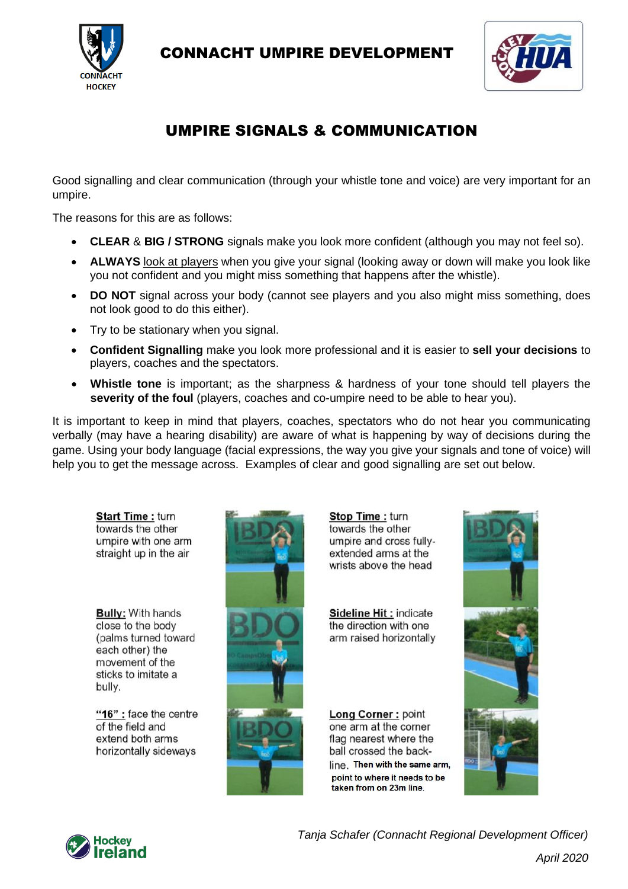# CONNACHT UMPIRE DEVELOPMENT

## UMPIRE SIGNALS & COMMUNICATION

Good signalling and clear communication (through your whistle tone and voice) are very important for an umpire.

The reasons for this are as follows:

- **CLEAR** & **BIG / STRONG** signals make you look more confident (although you may not feel so).
- **ALWAYS** look at players when you give your signal (looking away or down will make you look like you not confident and you might miss something that happens after the whistle).
- **DO NOT** signal across your body (cannot see players and you also might miss something, does not look good to do this either).
- Try to be stationary when you signal.
- **Confident Signalling** make you look more professional and it is easier to **sell your decisions** to players, coaches and the spectators.
- **Whistle tone** is important; as the sharpness & hardness of your tone should tell players the **severity of the foul** (players, coaches and co-umpire need to be able to hear you).

It is important to keep in mind that players, coaches, spectators who do not hear you communicating verbally (may have a hearing disability) are aware of what is happening by way of decisions during the game. Using your body language (facial expressions, the way you give your signals and tone of voice) will help you to get the message across. Examples of clear and good signalling are set out below.

**Start Time :** turn towards the other umpire with one arm straight up in the air

**Stop Time :** turn towards the other umpire and cross fully-extended arms at the wrists above the head

**Bully:** With hands close to the body (palms turned toward each other) the movement of the sticks to imitate a bully.

**Sideline Hit :** indicate the direction with one arm raised horizontally

**"16" :** face the centre of the field and extend both arms horizontally sideways

**Long Corner :** point one arm at the corner flag nearest where the ball crossed the back-line. Then with the same arm, point to where it needs to be taken from on 23m line.

*Tanja Schafer (Connacht Regional Development Officer)*

*April 2020*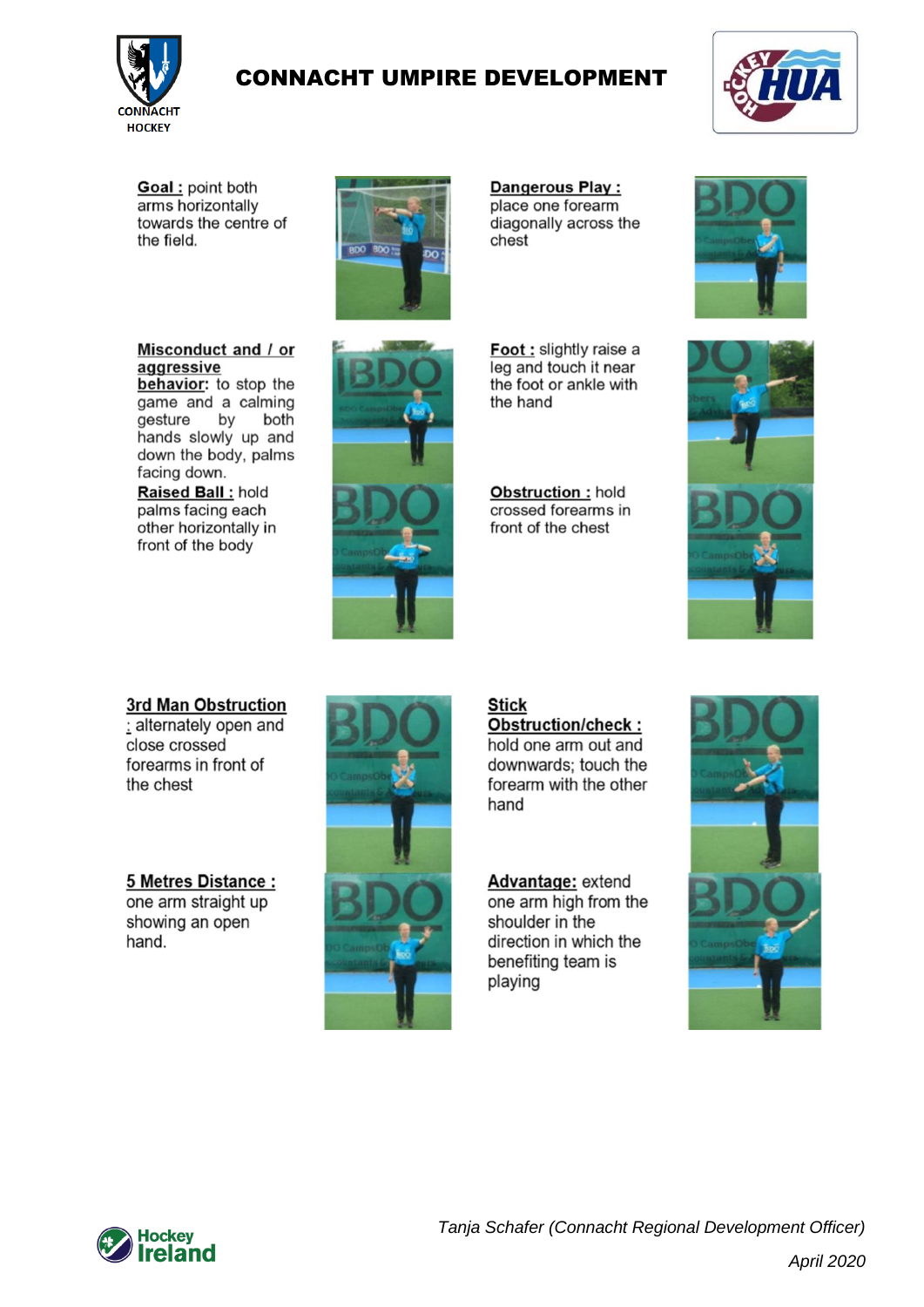# CONNACHT UMPIRE DEVELOPMENT

**Goal :** point both arms horizontally towards the centre of the field.

**Dangerous Play :** place one forearm diagonally across the chest

**Misconduct and / or aggressive behavior:** to stop the game and a calming gesture by both hands slowly up and down the body, palms facing down.

**Raised Ball :** hold palms facing each other horizontally in front of the body

**Foot :** slightly raise a leg and touch it near the foot or ankle with the hand

**Obstruction :** hold crossed forearms in front of the chest

**3rd Man Obstruction :** alternately open and close crossed forearms in front of the chest

**5 Metres Distance :** one arm straight up showing an open hand.

**Stick Obstruction/check :** hold one arm out and downwards; touch the forearm with the other hand

**Advantage:** extend one arm high from the shoulder in the direction in which the benefiting team is playing

*Tanja Schafer (Connacht Regional Development Officer)*

*April 2020*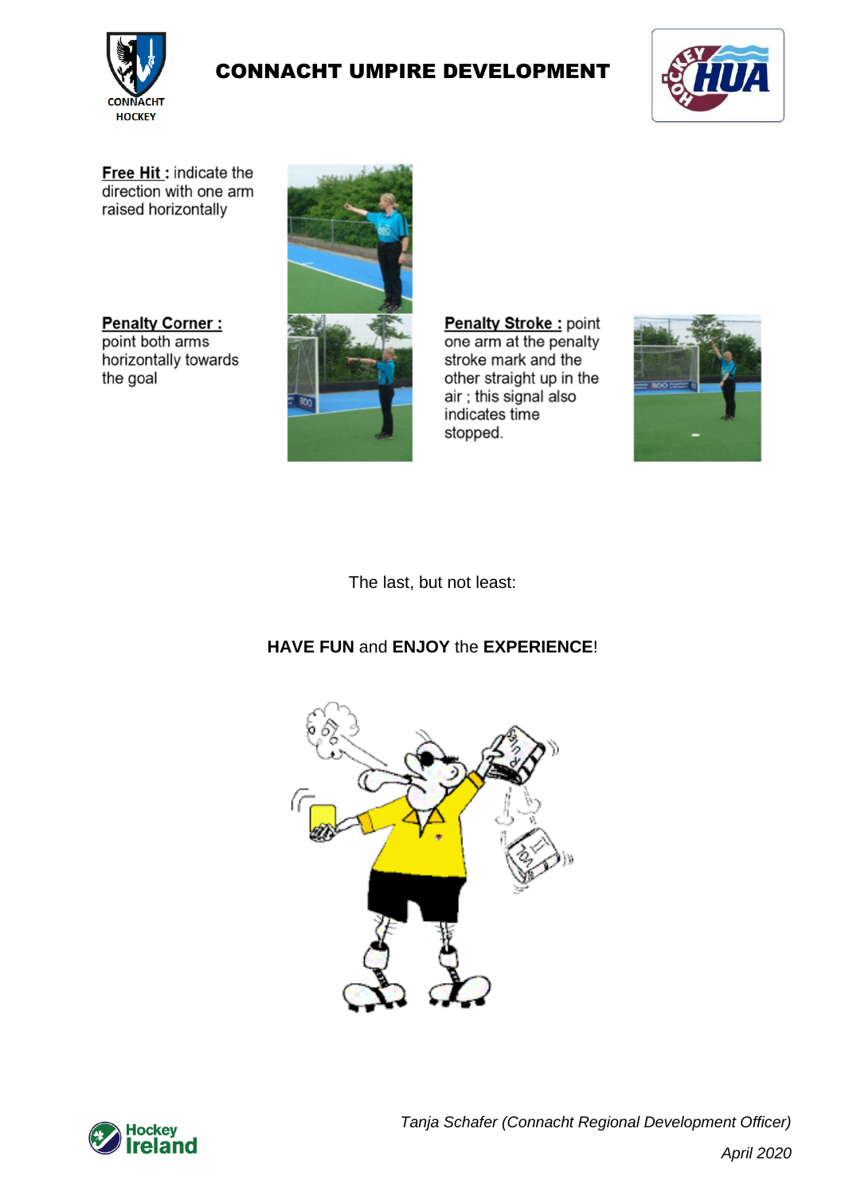**Free Hit :** indicate the direction with one arm raised horizontally

**Penalty Corner :** point both arms horizontally towards the goal

**Penalty Stroke :** point one arm at the penalty stroke mark and the other straight up in the air ; this signal also indicates time stopped.

The last, but not least:

**HAVE FUN** and **ENJOY** the **EXPERIENCE**!

*Tanja Schafer (Connacht Regional Development Officer)*

*April 2020*